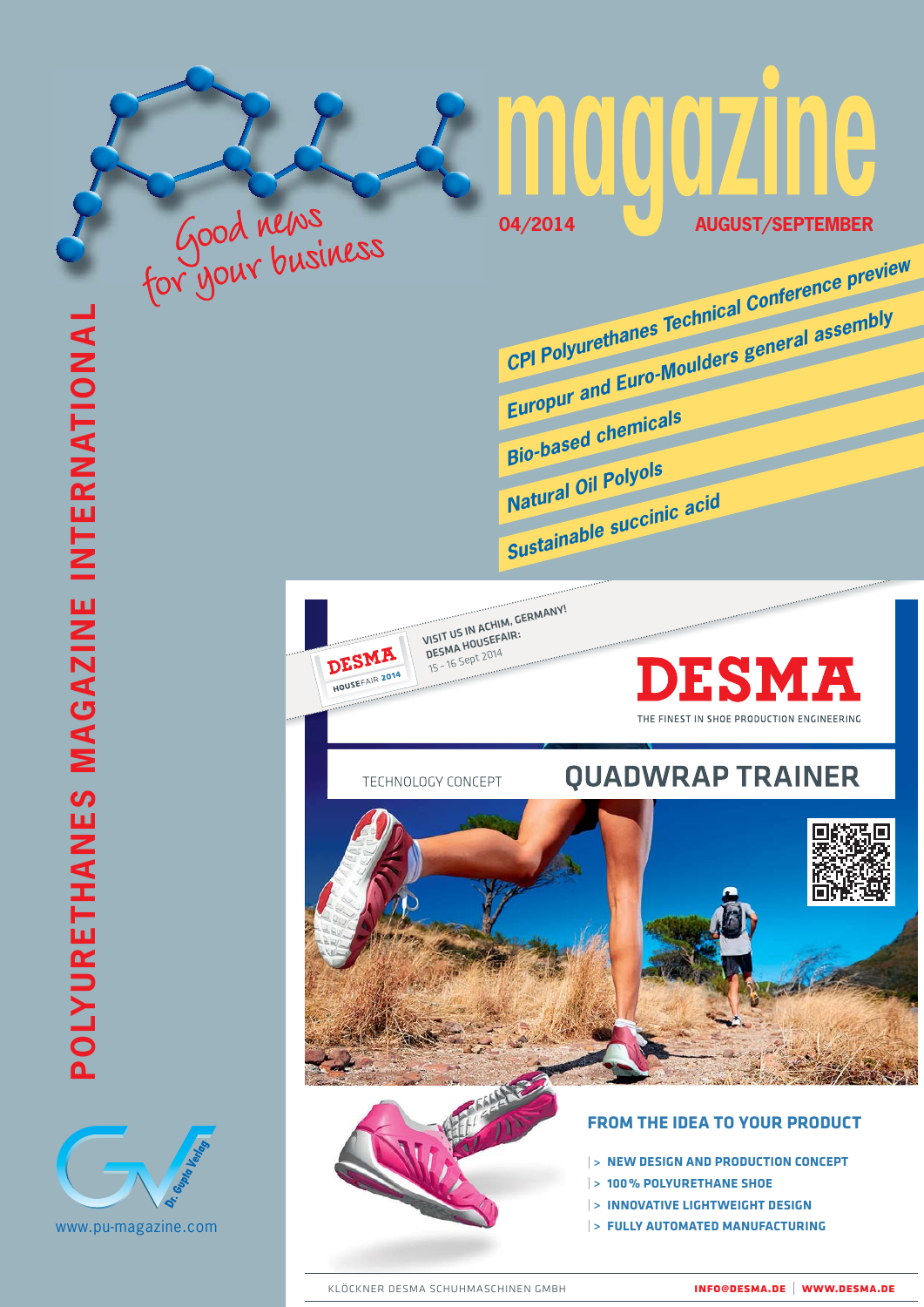# PU magazine

Good news for your business

04/2014 AUGUST/SEPTEMBER

POLYURETHANES MAGAZINE INTERNATIONAL

- *CPI Polyurethanes Technical Conference preview*
- *Europur and Euro-Moulders general assembly*
- *Bio-based chemicals*
- *Natural Oil Polyols*
- *Sustainable succinic acid*

DESMA HOUSEFAIR 2014

VISIT US IN ACHIM, GERMANY! DESMA HOUSEFAIR: 15 – 16 Sept 2014

**DESMA**

THE FINEST IN SHOE PRODUCTION ENGINEERING

TECHNOLOGY CONCEPT

## QUADWRAP TRAINER

### FROM THE IDEA TO YOUR PRODUCT

- NEW DESIGN AND PRODUCTION CONCEPT
- 100 % POLYURETHANE SHOE
- INNOVATIVE LIGHTWEIGHT DESIGN
- FULLY AUTOMATED MANUFACTURING

KLÖCKNER DESMA SCHUHMASCHINEN GMBH | INFO@DESMA.DE | WWW.DESMA.DE

Dr. Gupta Verlag

www.pu-magazine.com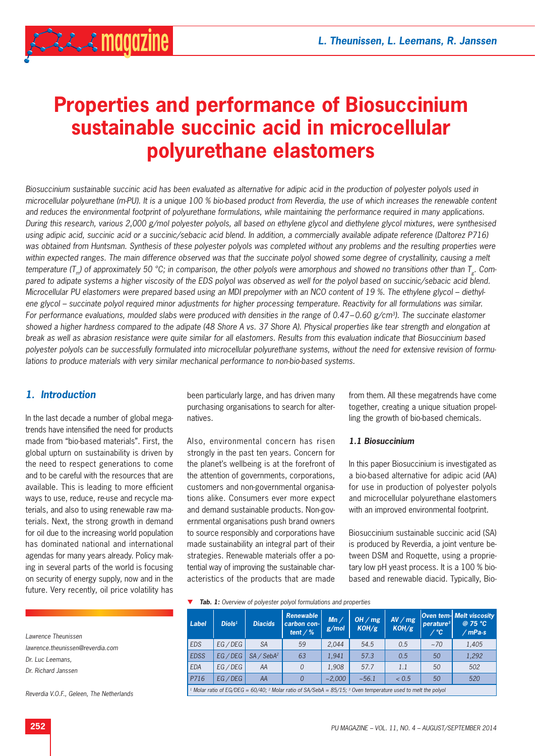# Properties and performance of Biosuccinium sustainable succinic acid in microcellular polyurethane elastomers

*Biosuccinium sustainable succinic acid has been evaluated as alternative for adipic acid in the production of polyester polyols used in microcellular polyurethane (m-PU). It is a unique 100 % bio-based product from Reverdia, the use of which increases the renewable content and reduces the environmental footprint of polyurethane formulations, while maintaining the performance required in many applications. During this research, various 2,000 g/mol polyester polyols, all based on ethylene glycol and diethylene glycol mixtures, were synthesised using adipic acid, succinic acid or a succinic/sebacic acid blend. In addition, a commercially available adipate reference (Daltorez P716) was obtained from Huntsman. Synthesis of these polyester polyols was completed without any problems and the resulting properties were within expected ranges. The main difference observed was that the succinate polyol showed some degree of crystallinity, causing a melt temperature ($T_m$) of approximately 50 °C; in comparison, the other polyols were amorphous and showed no transitions other than $T_g$. Compared to adipate systems a higher viscosity of the EDS polyol was observed as well for the polyol based on succinic/sebacic acid blend. Microcellular PU elastomers were prepared based using an MDI prepolymer with an NCO content of 19 %. The ethylene glycol – diethylene glycol – succinate polyol required minor adjustments for higher processing temperature. Reactivity for all formulations was similar. For performance evaluations, moulded slabs were produced with densities in the range of 0.47–0.60 g/cm³). The succinate elastomer showed a higher hardness compared to the adipate (48 Shore A vs. 37 Shore A). Physical properties like tear strength and elongation at break as well as abrasion resistance were quite similar for all elastomers. Results from this evaluation indicate that Biosuccinium based polyester polyols can be successfully formulated into microcellular polyurethane systems, without the need for extensive revision of formulations to produce materials with very similar mechanical performance to non-bio-based systems.*

## 1. Introduction

In the last decade a number of global megatrends have intensified the need for products made from "bio-based materials". First, the global upturn on sustainability is driven by the need to respect generations to come and to be careful with the resources that are available. This is leading to more efficient ways to use, reduce, re-use and recycle materials, and also to using renewable raw materials. Next, the strong growth in demand for oil due to the increasing world population has dominated national and international agendas for many years already. Policy making in several parts of the world is focusing on security of energy supply, now and in the future. Very recently, oil price volatility has been particularly large, and has driven many purchasing organisations to search for alternatives.

Also, environmental concern has risen strongly in the past ten years. Concern for the planet's wellbeing is at the forefront of the attention of governments, corporations, customers and non-governmental organisations alike. Consumers ever more expect and demand sustainable products. Non-governmental organisations push brand owners to source responsibly and corporations have made sustainability an integral part of their strategies. Renewable materials offer a potential way of improving the sustainable characteristics of the products that are made from them. All these megatrends have come together, creating a unique situation propelling the growth of bio-based chemicals.

### 1.1 Biosuccinium

In this paper Biosuccinium is investigated as a bio-based alternative for adipic acid (AA) for use in production of polyester polyols and microcellular polyurethane elastomers with an improved environmental footprint.

Biosuccinium sustainable succinic acid (SA) is produced by Reverdia, a joint venture between DSM and Roquette, using a proprietary low pH yeast process. It is a 100 % bio-based and renewable diacid. Typically, Bio-

Lawrence Theunissen
lawrence.theunissen@reverdia.com
Dr. Luc Leemans,
Dr. Richard Janssen

Reverdia V.O.F., Geleen, The Netherlands

**Tab. 1:** *Overview of polyester polyol formulations and properties*

| Label | Diols[1] | Diacids | Renewable carbon content / % | Mn / g/mol | OH / mg KOH/g | AV / mg KOH/g | Oven temperature[3] / °C | Melt viscosity @ 75 °C / mPa·s |
|---|---|---|---|---|---|---|---|---|
| EDS | EG / DEG | SA | 59 | 2,044 | 54.5 | 0.5 | ~70 | 1,405 |
| EDSS | EG / DEG | SA / SebA[2] | 63 | 1,941 | 57.3 | 0.5 | 50 | 1,292 |
| EDA | EG / DEG | AA | 0 | 1,908 | 57.7 | 1.1 | 50 | 502 |
| P716 | EG / DEG | AA | 0 | ~2,000 | ~56.1 | < 0.5 | 50 | 520 |

[1] Molar ratio of EG/DEG = 60/40; [2] Molar ratio of SA/SebA = 85/15; [3] Oven temperature used to melt the polyol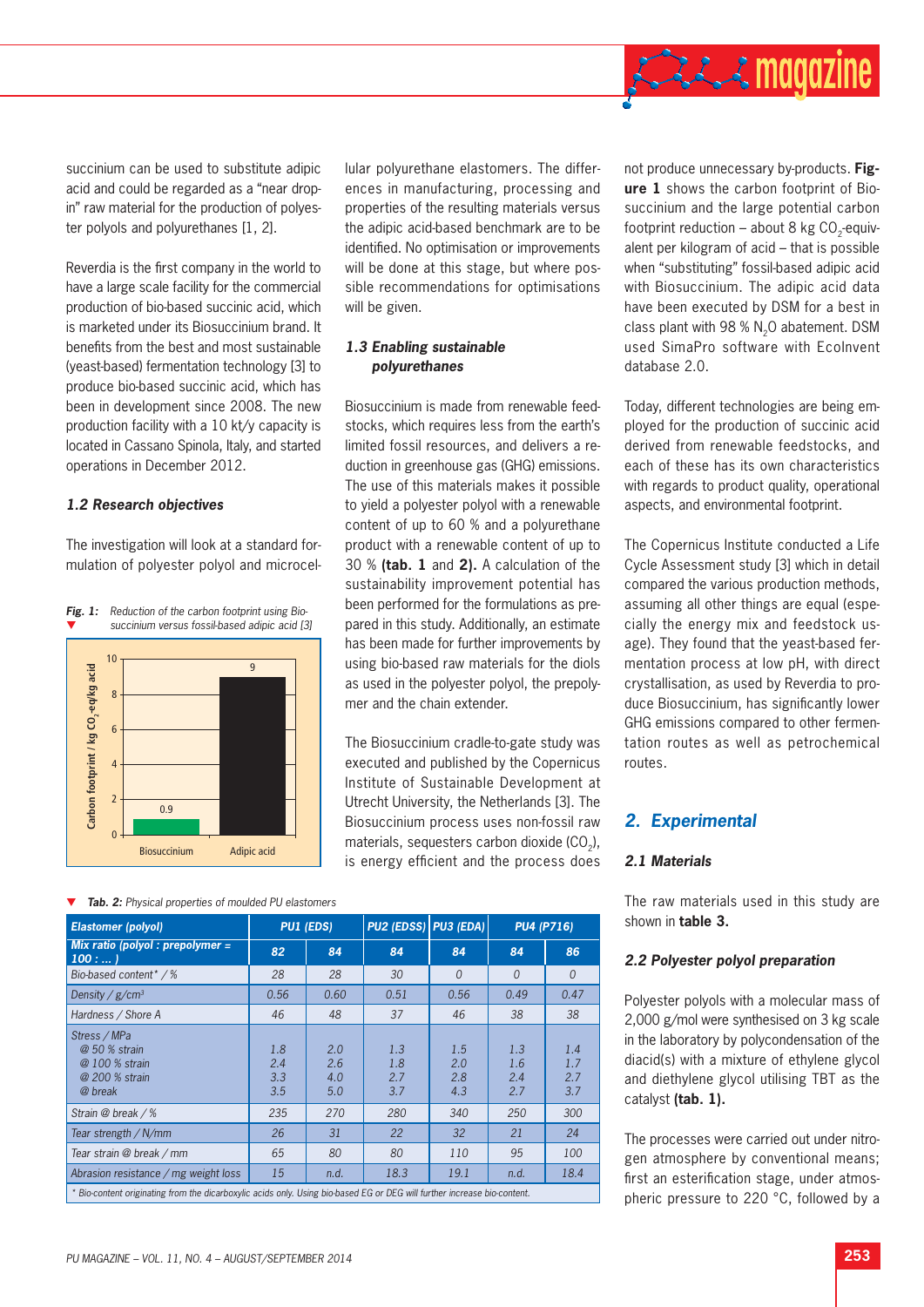succinium can be used to substitute adipic acid and could be regarded as a "near drop-in" raw material for the production of polyester polyols and polyurethanes [1, 2].

Reverdia is the first company in the world to have a large scale facility for the commercial production of bio-based succinic acid, which is marketed under its Biosuccinium brand. It benefits from the best and most sustainable (yeast-based) fermentation technology [3] to produce bio-based succinic acid, which has been in development since 2008. The new production facility with a 10 kt/y capacity is located in Cassano Spinola, Italy, and started operations in December 2012.

### 1.2 Research objectives

The investigation will look at a standard formulation of polyester polyol and microcellular polyurethane elastomers. The differences in manufacturing, processing and properties of the resulting materials versus the adipic acid-based benchmark are to be identified. No optimisation or improvements will be done at this stage, but where possible recommendations for optimisations will be given.

*Fig. 1:* *Reduction of the carbon footprint using Biosuccinium versus fossil-based adipic acid [3]*

| | Carbon footprint / kg $CO_2$-eq/kg acid |
|---|---|
| Biosuccinium | 0.9 |
| Adipic acid | 9 |

### 1.3 Enabling sustainable polyurethanes

Biosuccinium is made from renewable feedstocks, which requires less from the earth's limited fossil resources, and delivers a reduction in greenhouse gas (GHG) emissions. The use of this materials makes it possible to yield a polyester polyol with a renewable content of up to 60 % and a polyurethane product with a renewable content of up to 30 % **(tab. 1** and **2).** A calculation of the sustainability improvement potential has been performed for the formulations as prepared in this study. Additionally, an estimate has been made for further improvements by using bio-based raw materials for the diols as used in the polyester polyol, the prepolymer and the chain extender.

The Biosuccinium cradle-to-gate study was executed and published by the Copernicus Institute of Sustainable Development at Utrecht University, the Netherlands [3]. The Biosuccinium process uses non-fossil raw materials, sequesters carbon dioxide ($CO_2$), is energy efficient and the process does not produce unnecessary by-products. **Figure 1** shows the carbon footprint of Biosuccinium and the large potential carbon footprint reduction – about 8 kg $CO_2$-equivalent per kilogram of acid – that is possible when "substituting" fossil-based adipic acid with Biosuccinium. The adipic acid data have been executed by DSM for a best in class plant with 98 % $N_2O$ abatement. DSM used SimaPro software with EcoInvent database 2.0.

Today, different technologies are being employed for the production of succinic acid derived from renewable feedstocks, and each of these has its own characteristics with regards to product quality, operational aspects, and environmental footprint.

The Copernicus Institute conducted a Life Cycle Assessment study [3] which in detail compared the various production methods, assuming all other things are equal (especially the energy mix and feedstock usage). They found that the yeast-based fermentation process at low pH, with direct crystallisation, as used by Reverdia to produce Biosuccinium, has significantly lower GHG emissions compared to other fermentation routes as well as petrochemical routes.

*Tab. 2:* *Physical properties of moulded PU elastomers*

| Elastomer (polyol) | PU1 (EDS) | | PU2 (EDSS) | PU3 (EDA) | PU4 (P716) | |
|---|---|---|---|---|---|---|
| Mix ratio (polyol : prepolymer = 100 : ... ) | 82 | 84 | 84 | 84 | 84 | 86 |
| Bio-based content* / % | 28 | 28 | 30 | 0 | 0 | 0 |
| Density / g/cm³ | 0.56 | 0.60 | 0.51 | 0.56 | 0.49 | 0.47 |
| Hardness / Shore A | 46 | 48 | 37 | 46 | 38 | 38 |
| Stress / MPa<br>@ 50 % strain<br>@ 100 % strain<br>@ 200 % strain<br>@ break | <br>1.8<br>2.4<br>3.3<br>3.5 | <br>2.0<br>2.6<br>4.0<br>5.0 | <br>1.3<br>1.8<br>2.7<br>3.7 | <br>1.5<br>2.0<br>2.8<br>4.3 | <br>1.3<br>1.6<br>2.4<br>2.7 | <br>1.4<br>1.7<br>2.7<br>3.7 |
| Strain @ break / % | 235 | 270 | 280 | 340 | 250 | 300 |
| Tear strength / N/mm | 26 | 31 | 22 | 32 | 21 | 24 |
| Tear strain @ break / mm | 65 | 80 | 80 | 110 | 95 | 100 |
| Abrasion resistance / mg weight loss | 15 | n.d. | 18.3 | 19.1 | n.d. | 18.4 |

\* Bio-content originating from the dicarboxylic acids only. Using bio-based EG or DEG will further increase bio-content.

## 2. Experimental

### 2.1 Materials

The raw materials used in this study are shown in **table 3.**

### 2.2 Polyester polyol preparation

Polyester polyols with a molecular mass of 2,000 g/mol were synthesised on 3 kg scale in the laboratory by polycondensation of the diacid(s) with a mixture of ethylene glycol and diethylene glycol utilising TBT as the catalyst **(tab. 1).**

The processes were carried out under nitrogen atmosphere by conventional means; first an esterification stage, under atmospheric pressure to 220 °C, followed by a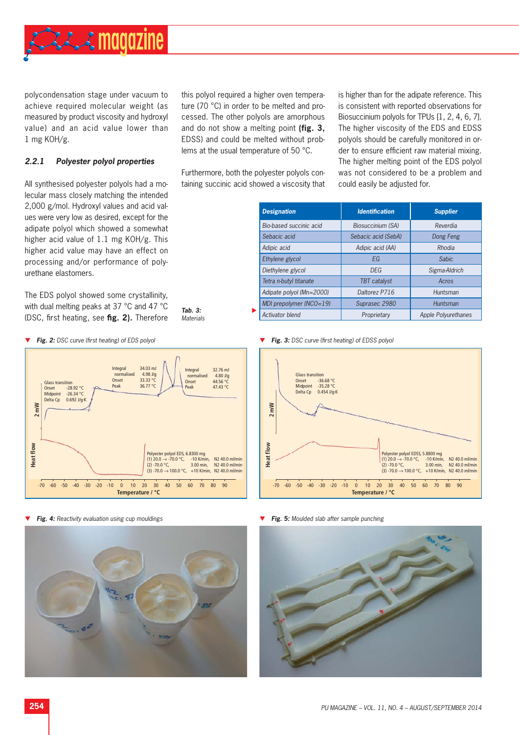polycondensation stage under vacuum to achieve required molecular weight (as measured by product viscosity and hydroxyl value) and an acid value lower than 1 mg KOH/g.

### 2.2.1 Polyester polyol properties

All synthesised polyester polyols had a molecular mass closely matching the intended 2,000 g/mol. Hydroxyl values and acid values were very low as desired, except for the adipate polyol which showed a somewhat higher acid value of 1.1 mg KOH/g. This higher acid value may have an effect on processing and/or performance of polyurethane elastomers.

The EDS polyol showed some crystallinity, with dual melting peaks at 37 °C and 47 °C (DSC, first heating, see **fig. 2**). Therefore this polyol required a higher oven temperature (70 °C) in order to be melted and processed. The other polyols are amorphous and do not show a melting point (**fig. 3**, EDSS) and could be melted without problems at the usual temperature of 50 °C.

Furthermore, both the polyester polyols containing succinic acid showed a viscosity that is higher than for the adipate reference. This is consistent with reported observations for Biosuccinium polyols for TPUs [1, 2, 4, 6, 7]. The higher viscosity of the EDS and EDSS polyols should be carefully monitored in order to ensure efficient raw material mixing. The higher melting point of the EDS polyol was not considered to be a problem and could easily be adjusted for.

**Tab. 3:** Materials

| Designation | Identification | Supplier |
|---|---|---|
| Bio-based succinic acid | Biosuccinium (SA) | Reverdia |
| Sebacic acid | Sebacic acid (SebA) | Dong Feng |
| Adipic acid | Adipic acid (AA) | Rhodia |
| Ethylene glycol | EG | Sabic |
| Diethylene glycol | DEG | Sigma-Aldrich |
| Tetra n-butyl titanate | TBT catalyst | Acros |
| Adipate polyol (Mn=2000) | Daltorez P716 | Huntsman |
| MDI prepolymer (NCO=19) | Suprasec 2980 | Huntsman |
| Activator blend | Proprietary | Apple Polyurethanes |

**Fig. 2:** DSC curve (first heating) of EDS polyol

**Fig. 3:** DSC curve (first heating) of EDSS polyol

**Fig. 4:** Reactivity evaluation using cup mouldings

**Fig. 5:** Moulded slab after sample punching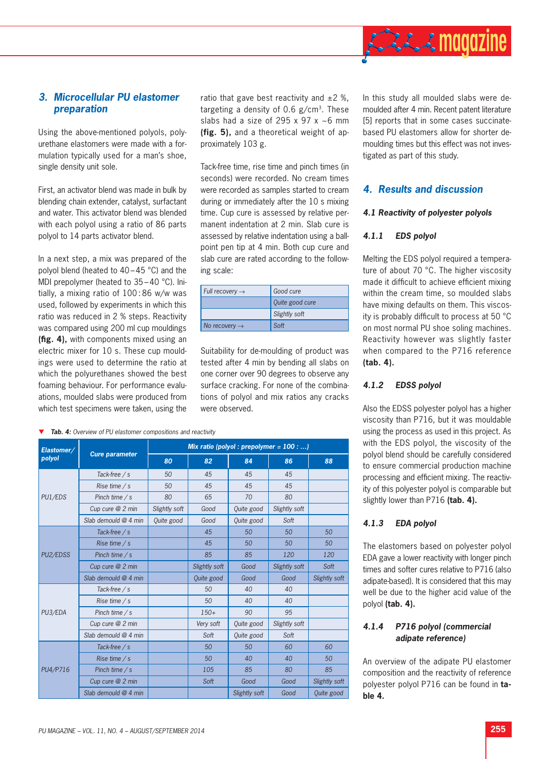## 3. Microcellular PU elastomer preparation

Using the above-mentioned polyols, polyurethane elastomers were made with a formulation typically used for a man's shoe, single density unit sole.

First, an activator blend was made in bulk by blending chain extender, catalyst, surfactant and water. This activator blend was blended with each polyol using a ratio of 86 parts polyol to 14 parts activator blend.

In a next step, a mix was prepared of the polyol blend (heated to 40–45 °C) and the MDI prepolymer (heated to 35–40 °C). Initially, a mixing ratio of 100:86 w/w was used, followed by experiments in which this ratio was reduced in 2 % steps. Reactivity was compared using 200 ml cup mouldings **(fig. 4),** with components mixed using an electric mixer for 10 s. These cup mouldings were used to determine the ratio at which the polyurethanes showed the best foaming behaviour. For performance evaluations, moulded slabs were produced from which test specimens were taken, using the ratio that gave best reactivity and ±2 %, targeting a density of 0.6 g/cm³. These slabs had a size of 295 x 97 x ~6 mm **(fig. 5),** and a theoretical weight of approximately 103 g.

Tack-free time, rise time and pinch times (in seconds) were recorded. No cream times were recorded as samples started to cream during or immediately after the 10 s mixing time. Cup cure is assessed by relative permanent indentation at 2 min. Slab cure is assessed by relative indentation using a ballpoint pen tip at 4 min. Both cup cure and slab cure are rated according to the following scale:

| | |
|---|---|
| *Full recovery →* | *Good cure* |
| | *Quite good cure* |
| | *Slightly soft* |
| *No recovery →* | *Soft* |

Suitability for de-moulding of product was tested after 4 min by bending all slabs on one corner over 90 degrees to observe any surface cracking. For none of the combinations of polyol and mix ratios any cracks were observed.

In this study all moulded slabs were demoulded after 4 min. Recent patent literature [5] reports that in some cases succinate-based PU elastomers allow for shorter demoulding times but this effect was not investigated as part of this study.

***Tab. 4:*** *Overview of PU elastomer compositions and reactivity*

| Elastomer/ polyol | Cure parameter | Mix ratio (polyol : prepolymer = 100 : ...) | | | | |
|---|---|---|---|---|---|---|
| | | 80 | 82 | 84 | 86 | 88 |
| PU1/EDS | Tack-free / s | 50 | 45 | 45 | 45 | |
| | Rise time / s | 50 | 45 | 45 | 45 | |
| | Pinch time / s | 80 | 65 | 70 | 80 | |
| | Cup cure @ 2 min | Slightly soft | Good | Quite good | Slightly soft | |
| | Slab demould @ 4 min | Quite good | Good | Quite good | Soft | |
| PU2/EDSS | Tack-free / s | | 45 | 50 | 50 | 50 |
| | Rise time / s | | 45 | 50 | 50 | 50 |
| | Pinch time / s | | 85 | 85 | 120 | 120 |
| | Cup cure @ 2 min | | Slightly soft | Good | Slightly soft | Soft |
| | Slab demould @ 4 min | | Quite good | Good | Good | Slightly soft |
| PU3/EDA | Tack-free / s | | 50 | 40 | 40 | |
| | Rise time / s | | 50 | 40 | 40 | |
| | Pinch time / s | | 150+ | 90 | 95 | |
| | Cup cure @ 2 min | | Very soft | Quite good | Slightly soft | |
| | Slab demould @ 4 min | | Soft | Quite good | Soft | |
| PU4/P716 | Tack-free / s | | 50 | 50 | 60 | 60 |
| | Rise time / s | | 50 | 40 | 40 | 50 |
| | Pinch time / s | | 105 | 85 | 80 | 85 |
| | Cup cure @ 2 min | | Soft | Good | Good | Slightly soft |
| | Slab demould @ 4 min | | | Slightly soft | Good | Quite good |

## 4. Results and discussion

### 4.1 Reactivity of polyester polyols

#### 4.1.1 EDS polyol

Melting the EDS polyol required a temperature of about 70 °C. The higher viscosity made it difficult to achieve efficient mixing within the cream time, so moulded slabs have mixing defaults on them. This viscosity is probably difficult to process at 50 °C on most normal PU shoe soling machines. Reactivity however was slightly faster when compared to the P716 reference **(tab. 4).**

#### 4.1.2 EDSS polyol

Also the EDSS polyester polyol has a higher viscosity than P716, but it was mouldable using the process as used in this project. As with the EDS polyol, the viscosity of the polyol blend should be carefully considered to ensure commercial production machine processing and efficient mixing. The reactivity of this polyester polyol is comparable but slightly lower than P716 **(tab. 4).**

#### 4.1.3 EDA polyol

The elastomers based on polyester polyol EDA gave a lower reactivity with longer pinch times and softer cures relative to P716 (also adipate-based). It is considered that this may well be due to the higher acid value of the polyol **(tab. 4).**

#### 4.1.4 P716 polyol (commercial adipate reference)

An overview of the adipate PU elastomer composition and the reactivity of reference polyester polyol P716 can be found in **table 4.**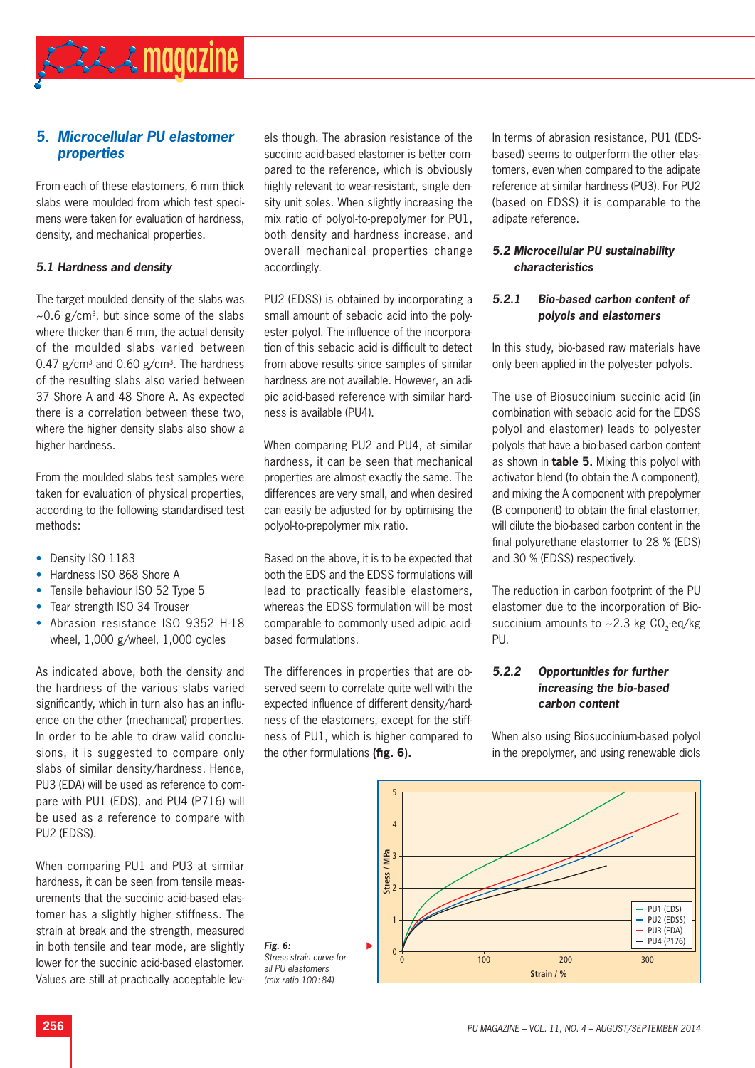## 5. Microcellular PU elastomer properties

From each of these elastomers, 6 mm thick slabs were moulded from which test specimens were taken for evaluation of hardness, density, and mechanical properties.

### 5.1 Hardness and density

The target moulded density of the slabs was ~0.6 g/cm³, but since some of the slabs where thicker than 6 mm, the actual density of the moulded slabs varied between 0.47 g/cm³ and 0.60 g/cm³. The hardness of the resulting slabs also varied between 37 Shore A and 48 Shore A. As expected there is a correlation between these two, where the higher density slabs also show a higher hardness.

From the moulded slabs test samples were taken for evaluation of physical properties, according to the following standardised test methods:

- Density ISO 1183
- Hardness ISO 868 Shore A
- Tensile behaviour ISO 52 Type 5
- Tear strength ISO 34 Trouser
- Abrasion resistance ISO 9352 H-18 wheel, 1,000 g/wheel, 1,000 cycles

As indicated above, both the density and the hardness of the various slabs varied significantly, which in turn also has an influence on the other (mechanical) properties. In order to be able to draw valid conclusions, it is suggested to compare only slabs of similar density/hardness. Hence, PU3 (EDA) will be used as reference to compare with PU1 (EDS), and PU4 (P716) will be used as a reference to compare with PU2 (EDSS).

When comparing PU1 and PU3 at similar hardness, it can be seen from tensile measurements that the succinic acid-based elastomer has a slightly higher stiffness. The strain at break and the strength, measured in both tensile and tear mode, are slightly lower for the succinic acid-based elastomer. Values are still at practically acceptable levels though. The abrasion resistance of the succinic acid-based elastomer is better compared to the reference, which is obviously highly relevant to wear-resistant, single density unit soles. When slightly increasing the mix ratio of polyol-to-prepolymer for PU1, both density and hardness increase, and overall mechanical properties change accordingly.

PU2 (EDSS) is obtained by incorporating a small amount of sebacic acid into the polyester polyol. The influence of the incorporation of this sebacic acid is difficult to detect from above results since samples of similar hardness are not available. However, an adipic acid-based reference with similar hardness is available (PU4).

When comparing PU2 and PU4, at similar hardness, it can be seen that mechanical properties are almost exactly the same. The differences are very small, and when desired can easily be adjusted for by optimising the polyol-to-prepolymer mix ratio.

Based on the above, it is to be expected that both the EDS and the EDSS formulations will lead to practically feasible elastomers, whereas the EDSS formulation will be most comparable to commonly used adipic acid-based formulations.

The differences in properties that are observed seem to correlate quite well with the expected influence of different density/hardness of the elastomers, except for the stiffness of PU1, which is higher compared to the other formulations **(fig. 6)**.

In terms of abrasion resistance, PU1 (EDS-based) seems to outperform the other elastomers, even when compared to the adipate reference at similar hardness (PU3). For PU2 (based on EDSS) it is comparable to the adipate reference.

### 5.2 Microcellular PU sustainability characteristics

#### 5.2.1 Bio-based carbon content of polyols and elastomers

In this study, bio-based raw materials have only been applied in the polyester polyols.

The use of Biosuccinium succinic acid (in combination with sebacic acid for the EDSS polyol and elastomer) leads to polyester polyols that have a bio-based carbon content as shown in **table 5.** Mixing this polyol with activator blend (to obtain the A component), and mixing the A component with prepolymer (B component) to obtain the final elastomer, will dilute the bio-based carbon content in the final polyurethane elastomer to 28 % (EDS) and 30 % (EDSS) respectively.

The reduction in carbon footprint of the PU elastomer due to the incorporation of Biosuccinium amounts to ~2.3 kg $CO_2$-eq/kg PU.

#### 5.2.2 Opportunities for further increasing the bio-based carbon content

When also using Biosuccinium-based polyol in the prepolymer, and using renewable diols

*Fig. 6: Stress-strain curve for all PU elastomers (mix ratio 100 : 84)*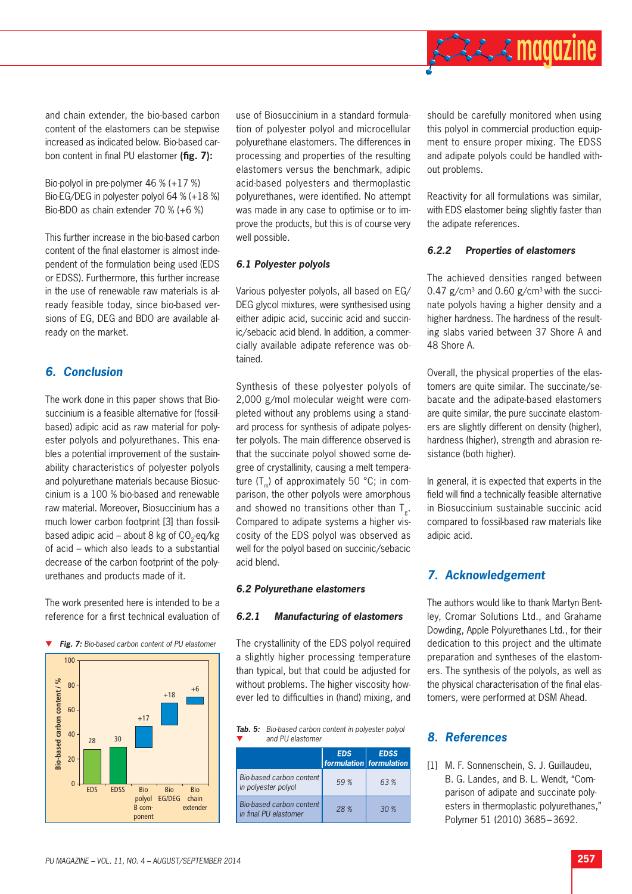and chain extender, the bio-based carbon content of the elastomers can be stepwise increased as indicated below. Bio-based carbon content in final PU elastomer **(fig. 7):**

Bio-polyol in pre-polymer 46 % (+17 %)
Bio-EG/DEG in polyester polyol 64 % (+18 %)
Bio-BDO as chain extender 70 % (+6 %)

This further increase in the bio-based carbon content of the final elastomer is almost independent of the formulation being used (EDS or EDSS). Furthermore, this further increase in the use of renewable raw materials is already feasible today, since bio-based versions of EG, DEG and BDO are available already on the market.

## 6. Conclusion

The work done in this paper shows that Biosuccinium is a feasible alternative for (fossil-based) adipic acid as raw material for polyester polyols and polyurethanes. This enables a potential improvement of the sustainability characteristics of polyester polyols and polyurethane materials because Biosuccinium is a 100 % bio-based and renewable raw material. Moreover, Biosuccinium has a much lower carbon footprint [3] than fossil-based adipic acid – about 8 kg of $CO_2$-eq/kg of acid – which also leads to a substantial decrease of the carbon footprint of the polyurethanes and products made of it.

The work presented here is intended to be a reference for a first technical evaluation of use of Biosuccinium in a standard formulation of polyester polyol and microcellular polyurethane elastomers. The differences in processing and properties of the resulting elastomers versus the benchmark, adipic acid-based polyesters and thermoplastic polyurethanes, were identified. No attempt was made in any case to optimise or to improve the products, but this is of course very well possible.

### 6.1 Polyester polyols

Various polyester polyols, all based on EG/DEG glycol mixtures, were synthesised using either adipic acid, succinic acid and succinic/sebacic acid blend. In addition, a commercially available adipate reference was obtained.

Synthesis of these polyester polyols of 2,000 g/mol molecular weight were completed without any problems using a standard process for synthesis of adipate polyester polyols. The main difference observed is that the succinate polyol showed some degree of crystallinity, causing a melt temperature ($T_m$) of approximately 50 °C; in comparison, the other polyols were amorphous and showed no transitions other than $T_g$. Compared to adipate systems a higher viscosity of the EDS polyol was observed as well for the polyol based on succinic/sebacic acid blend.

### 6.2 Polyurethane elastomers

#### 6.2.1 Manufacturing of elastomers

The crystallinity of the EDS polyol required a slightly higher processing temperature than typical, but could be adjusted for without problems. The higher viscosity however led to difficulties in (hand) mixing, and should be carefully monitored when using this polyol in commercial production equipment to ensure proper mixing. The EDSS and adipate polyols could be handled without problems.

Reactivity for all formulations was similar, with EDS elastomer being slightly faster than the adipate references.

#### 6.2.2 Properties of elastomers

The achieved densities ranged between 0.47 g/cm³ and 0.60 g/cm³ with the succinate polyols having a higher density and a higher hardness. The hardness of the resulting slabs varied between 37 Shore A and 48 Shore A.

Overall, the physical properties of the elastomers are quite similar. The succinate/sebacate and the adipate-based elastomers are quite similar, the pure succinate elastomers are slightly different on density (higher), hardness (higher), strength and abrasion resistance (both higher).

In general, it is expected that experts in the field will find a technically feasible alternative in Biosuccinium sustainable succinic acid compared to fossil-based raw materials like adipic acid.

**Fig. 7:** Bio-based carbon content of PU elastomer

| | EDS | EDSS | Bio polyol B component | Bio EG/DEG | Bio chain extender |
|---|---|---|---|---|---|
| Bio-based carbon content / % | 28 | 30 | +17 | +18 | +6 |

**Tab. 5:** Bio-based carbon content in polyester polyol and PU elastomer

| | EDS formulation | EDSS formulation |
|---|---|---|
| Bio-based carbon content in polyester polyol | 59 % | 63 % |
| Bio-based carbon content in final PU elastomer | 28 % | 30 % |

## 7. Acknowledgement

The authors would like to thank Martyn Bentley, Cromar Solutions Ltd., and Grahame Dowding, Apple Polyurethanes Ltd., for their dedication to this project and the ultimate preparation and syntheses of the elastomers. The synthesis of the polyols, as well as the physical characterisation of the final elastomers, were performed at DSM Ahead.

## 8. References

[1] M. F. Sonnenschein, S. J. Guillaudeu, B. G. Landes, and B. L. Wendt, "Comparison of adipate and succinate polyesters in thermoplastic polyurethanes," Polymer 51 (2010) 3685–3692.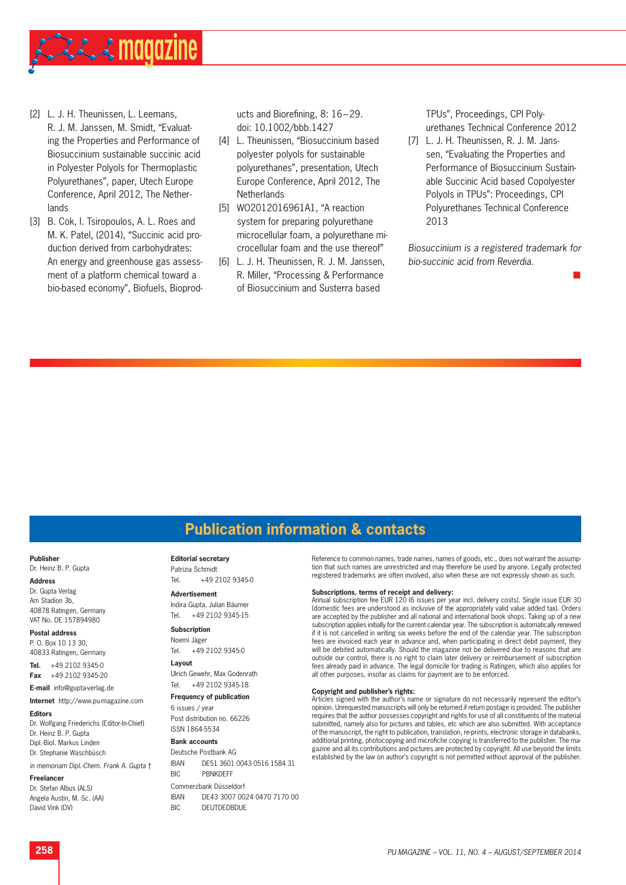[2] L. J. H. Theunissen, L. Leemans, R. J. M. Janssen, M. Smidt, "Evaluating the Properties and Performance of Biosuccinium sustainable succinic acid in Polyester Polyols for Thermoplastic Polyurethanes", paper, Utech Europe Conference, April 2012, The Netherlands

[3] B. Cok, I. Tsiropoulos, A. L. Roes and M. K. Patel, (2014), "Succinic acid production derived from carbohydrates: An energy and greenhouse gas assessment of a platform chemical toward a bio-based economy", Biofuels, Bioproducts and Biorefining, 8: 16–29. doi: 10.1002/bbb.1427

[4] L. Theunissen, "Biosuccinium based polyester polyols for sustainable polyurethanes", presentation, Utech Europe Conference, April 2012, The Netherlands

[5] WO2012016961A1, "A reaction system for preparing polyurethane microcellular foam, a polyurethane microcellular foam and the use thereof"

[6] L. J. H. Theunissen, R. J. M. Janssen, R. Miller, "Processing & Performance of Biosuccinium and Susterra based TPUs", Proceedings, CPI Polyurethanes Technical Conference 2012

[7] L. J. H. Theunissen, R. J. M. Janssen, "Evaluating the Properties and Performance of Biosuccinium Sustainable Succinic Acid based Copolyester Polyols in TPUs": Proceedings, CPI Polyurethanes Technical Conference 2013

*Biosuccinium is a registered trademark for bio-succinic acid from Reverdia.*

## Publication information & contacts

**Publisher**
Dr. Heinz B. P. Gupta

**Address**
Dr. Gupta Verlag
Am Stadion 3b,
40878 Ratingen, Germany
VAT No. DE 157894980

**Postal address**
P. O. Box 10 13 30,
40833 Ratingen, Germany

**Tel.** +49 2102 9345-0
**Fax** +49 2102 9345-20

**E-mail** info@gupta-verlag.de

**Internet** http://www.pu-magazine.com

**Editors**
Dr. Wolfgang Friederichs (Editor-In-Chief)
Dr. Heinz B. P. Gupta
Dipl.-Biol. Markus Linden
Dr. Stephanie Waschbüsch

*in memoriam Dipl.-Chem. Frank A. Gupta †*

**Freelancer**
Dr. Stefan Albus (ALS)
Angela Austin, M. Sc. (AA)
David Vink (DV)

**Editorial secretary**
Patrizia Schmidt
Tel. +49 2102 9345-0

**Advertisement**
Indira Gupta, Julian Bäumer
Tel. +49 2102 9345-15

**Subscription**
Noemi Jäger
Tel. +49 2102 9345-0

**Layout**
Ulrich Gewehr, Max Godenrath
Tel. +49 2102 9345-18

**Frequency of publication**
6 issues / year
Post distribution no. 66226
ISSN 1864-5534

**Bank accounts**
Deutsche Postbank AG
IBAN DE51 3601 0043 0516 1584 31
BIC PBNKDEFF

Commerzbank Düsseldorf
IBAN DE43 3007 0024 0470 7170 00
BIC DEUTDEDBDUE

Reference to common names, trade names, names of goods, etc., does not warrant the assumption that such names are unrestricted and may therefore be used by anyone. Legally protected registered trademarks are often involved, also when these are not expressly shown as such.

**Subscriptions, terms of receipt and delivery:**
Annual subscription fee EUR 120 (6 issues per year incl. delivery costs). Single issue EUR 30 (domestic fees are understood as inclusive of the appropriately valid value added tax). Orders are accepted by the publisher and all national and international book shops. Taking up of a new subscription applies initially for the current calendar year. The subscription is automatically renewed if it is not cancelled in writing six weeks before the end of the calendar year. The subscription fees are invoiced each year in advance and, when participating in direct debit payment, they will be debited automatically. Should the magazine not be delivered due to reasons that are outside our control, there is no right to claim later delivery or reimbursement of subscription fees already paid in advance. The legal domicile for trading is Ratingen, which also applies for all other purposes, insofar as claims for payment are to be enforced.

**Copyright and publisher's rights:**
Articles signed with the author's name or signature do not necessarily represent the editor's opinion. Unrequested manuscripts will only be returned if return postage is provided. The publisher requires that the author possesses copyright and rights for use of all constituents of the material submitted, namely also for pictures and tables, etc which are also submitted. With acceptance of the manuscript, the right to publication, translation, re-prints, electronic storage in databanks, additional printing, photocopying and microfiche copying is transferred to the publisher. The magazine and all its contributions and pictures are protected by copyright. All use beyond the limits established by the law on author's copyright is not permitted without approval of the publisher.